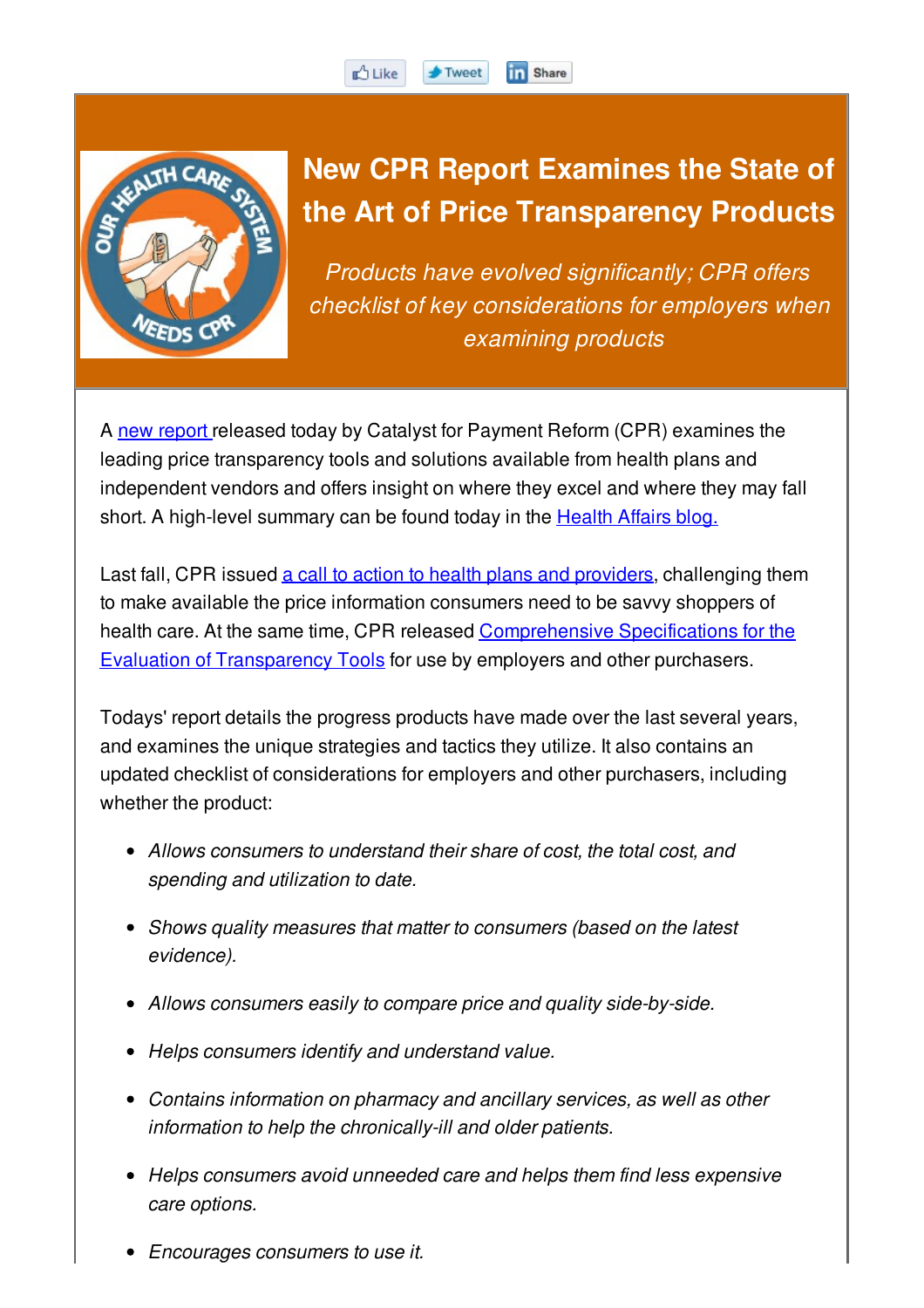Like Tweet Share

# New CPR Report Examines the State of the Art of Price Transparency Products

*Products have evolved significantly; CPR offers checklist of key considerations for employers when examining products*

A new report released today by Catalyst for Payment Reform (CPR) examines the leading price transparency tools and solutions available from health plans and independent vendors and offers insight on where they excel and where they may fall short. A high-level summary can be found today in the Health Affairs blog.

Last fall, CPR issued a call to action to health plans and providers, challenging them to make available the price information consumers need to be savvy shoppers of health care. At the same time, CPR released Comprehensive Specifications for the Evaluation of Transparency Tools for use by employers and other purchasers.

Todays' report details the progress products have made over the last several years, and examines the unique strategies and tactics they utilize. It also contains an updated checklist of considerations for employers and other purchasers, including whether the product:

- *Allows consumers to understand their share of cost, the total cost, and spending and utilization to date.*
- *Shows quality measures that matter to consumers (based on the latest evidence).*
- *Allows consumers easily to compare price and quality side-by-side.*
- *Helps consumers identify and understand value.*
- *Contains information on pharmacy and ancillary services, as well as other information to help the chronically-ill and older patients.*
- *Helps consumers avoid unneeded care and helps them find less expensive care options.*
- *Encourages consumers to use it.*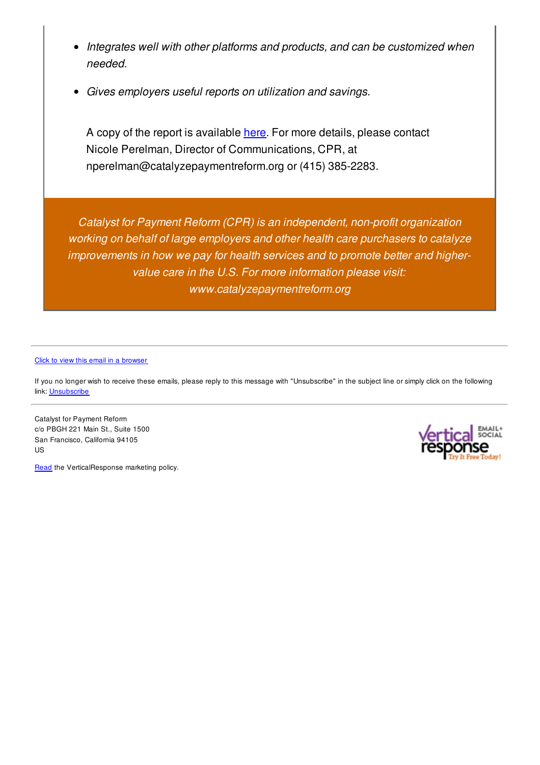- *Integrates well with other platforms and products, and can be customized when needed.*
- *Gives employers useful reports on utilization and savings.*

A copy of the report is available here. For more details, please contact Nicole Perelman, Director of Communications, CPR, at nperelman@catalyzepaymentreform.org or (415) 385-2283.

*Catalyst for Payment Reform (CPR) is an independent, non-profit organization working on behalf of large employers and other health care purchasers to catalyze improvements in how we pay for health services and to promote better and higher-value care in the U.S. For more information please visit: www.catalyzepaymentreform.org*

---

Click to view this email in a browser

If you no longer wish to receive these emails, please reply to this message with "Unsubscribe" in the subject line or simply click on the following link: Unsubscribe

---

Catalyst for Payment Reform
c/o PBGH 221 Main St., Suite 1500
San Francisco, California 94105
US

Read the VerticalResponse marketing policy.

VerticalResponse EMAIL+ SOCIAL Try It Free Today!